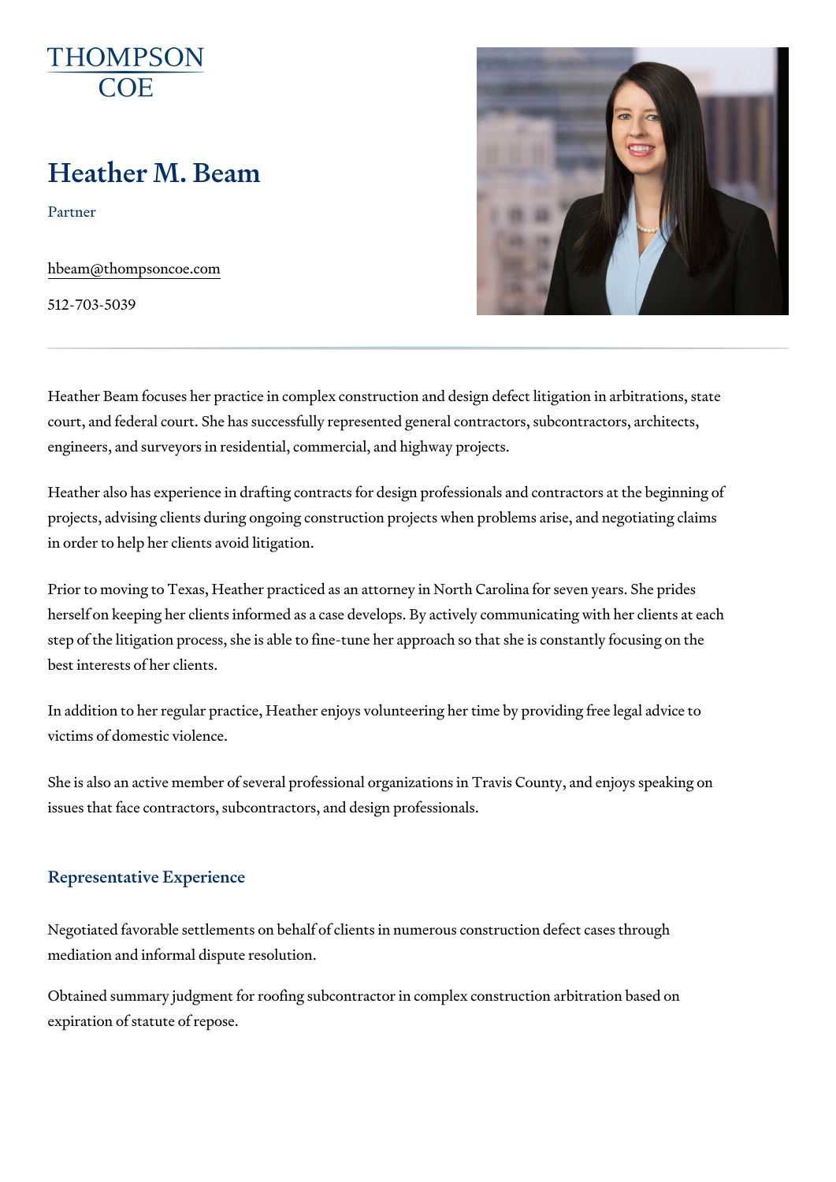THOMPSON COE

# Heather M. Beam

Partner

hbeam@thompsoncoe.com

512-703-5039

Heather Beam focuses her practice in complex construction and design defect litigation in arbitrations, state court, and federal court. She has successfully represented general contractors, subcontractors, architects, engineers, and surveyors in residential, commercial, and highway projects.

Heather also has experience in drafting contracts for design professionals and contractors at the beginning of projects, advising clients during ongoing construction projects when problems arise, and negotiating claims in order to help her clients avoid litigation.

Prior to moving to Texas, Heather practiced as an attorney in North Carolina for seven years. She prides herself on keeping her clients informed as a case develops. By actively communicating with her clients at each step of the litigation process, she is able to fine-tune her approach so that she is constantly focusing on the best interests of her clients.

In addition to her regular practice, Heather enjoys volunteering her time by providing free legal advice to victims of domestic violence.

She is also an active member of several professional organizations in Travis County, and enjoys speaking on issues that face contractors, subcontractors, and design professionals.

## Representative Experience

Negotiated favorable settlements on behalf of clients in numerous construction defect cases through mediation and informal dispute resolution.

Obtained summary judgment for roofing subcontractor in complex construction arbitration based on expiration of statute of repose.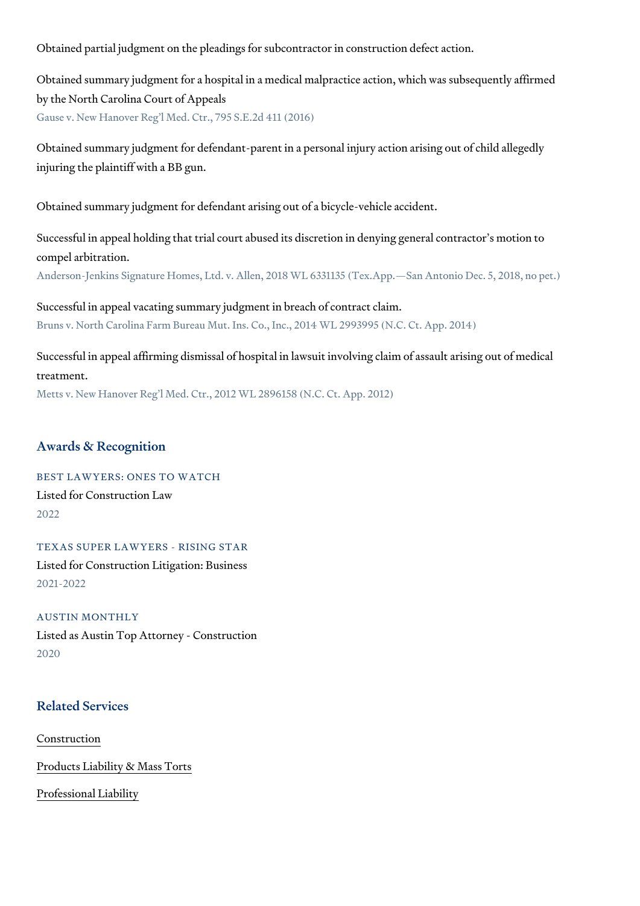Obtained partial judgment on the pleadings for subcontractor in construction defect action.

Obtained summary judgment for a hospital in a medical malpractice action, which was subsequently affirmed by the North Carolina Court of Appeals
Gause v. New Hanover Reg'l Med. Ctr., 795 S.E.2d 411 (2016)

Obtained summary judgment for defendant-parent in a personal injury action arising out of child allegedly injuring the plaintiff with a BB gun.

Obtained summary judgment for defendant arising out of a bicycle-vehicle accident.

Successful in appeal holding that trial court abused its discretion in denying general contractor's motion to compel arbitration.
Anderson-Jenkins Signature Homes, Ltd. v. Allen, 2018 WL 6331135 (Tex.App.—San Antonio Dec. 5, 2018, no pet.)

Successful in appeal vacating summary judgment in breach of contract claim.
Bruns v. North Carolina Farm Bureau Mut. Ins. Co., Inc., 2014 WL 2993995 (N.C. Ct. App. 2014)

Successful in appeal affirming dismissal of hospital in lawsuit involving claim of assault arising out of medical treatment.
Metts v. New Hanover Reg'l Med. Ctr., 2012 WL 2896158 (N.C. Ct. App. 2012)

## Awards & Recognition

BEST LAWYERS: ONES TO WATCH
Listed for Construction Law
2022

TEXAS SUPER LAWYERS - RISING STAR
Listed for Construction Litigation: Business
2021-2022

AUSTIN MONTHLY
Listed as Austin Top Attorney - Construction
2020

## Related Services

Construction

Products Liability & Mass Torts

Professional Liability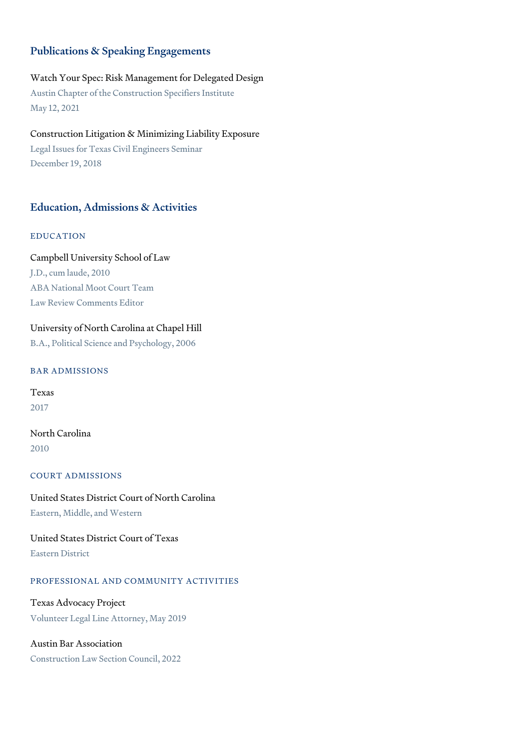## Publications & Speaking Engagements

Watch Your Spec: Risk Management for Delegated Design
Austin Chapter of the Construction Specifiers Institute
May 12, 2021

Construction Litigation & Minimizing Liability Exposure
Legal Issues for Texas Civil Engineers Seminar
December 19, 2018

## Education, Admissions & Activities

### EDUCATION

Campbell University School of Law
J.D., cum laude, 2010
ABA National Moot Court Team
Law Review Comments Editor

University of North Carolina at Chapel Hill
B.A., Political Science and Psychology, 2006

### BAR ADMISSIONS

Texas
2017

North Carolina
2010

### COURT ADMISSIONS

United States District Court of North Carolina
Eastern, Middle, and Western

United States District Court of Texas
Eastern District

### PROFESSIONAL AND COMMUNITY ACTIVITIES

Texas Advocacy Project
Volunteer Legal Line Attorney, May 2019

Austin Bar Association
Construction Law Section Council, 2022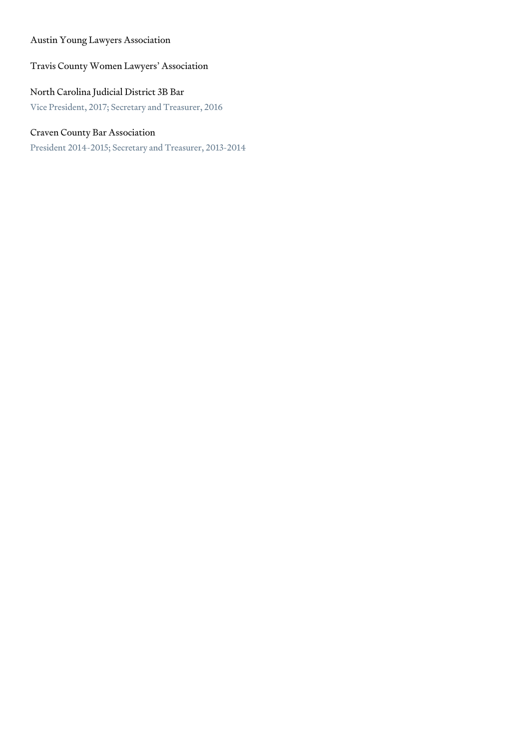Austin Young Lawyers Association

Travis County Women Lawyers' Association

North Carolina Judicial District 3B Bar

Vice President, 2017; Secretary and Treasurer, 2016

Craven County Bar Association

President 2014-2015; Secretary and Treasurer, 2013-2014